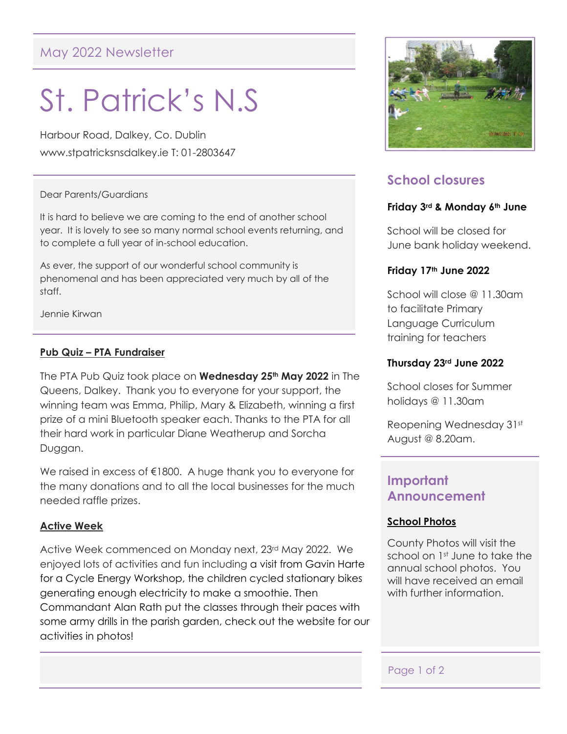May 2022 Newsletter

# St. Patrick's N.S

Harbour Road, Dalkey, Co. Dublin

www.stpatricksnsdalkey.ie T: 01-2803647

Dear Parents/Guardians

It is hard to believe we are coming to the end of another school year. It is lovely to see so many normal school events returning, and to complete a full year of in-school education.

As ever, the support of our wonderful school community is phenomenal and has been appreciated very much by all of the staff.

Jennie Kirwan

### Pub Quiz – PTA Fundraiser

The PTA Pub Quiz took place on **Wednesday 25th May 2022** in The Queens, Dalkey. Thank you to everyone for your support, the winning team was Emma, Philip, Mary & Elizabeth, winning a first prize of a mini Bluetooth speaker each. Thanks to the PTA for all their hard work in particular Diane Weatherup and Sorcha Duggan.

We raised in excess of €1800. A huge thank you to everyone for the many donations and to all the local businesses for the much needed raffle prizes.

### Active Week

Active Week commenced on Monday next, 23rd May 2022. We enjoyed lots of activities and fun including a visit from Gavin Harte for a Cycle Energy Workshop, the children cycled stationary bikes generating enough electricity to make a smoothie. Then Commandant Alan Rath put the classes through their paces with some army drills in the parish garden, check out the website for our activities in photos!

## School closures

**Friday 3rd & Monday 6th June**

School will be closed for June bank holiday weekend.

**Friday 17th June 2022**

School will close @ 11.30am to facilitate Primary Language Curriculum training for teachers

**Thursday 23rd June 2022**

School closes for Summer holidays @ 11.30am

Reopening Wednesday 31st August @ 8.20am.

## Important Announcement

### School Photos

County Photos will visit the school on 1st June to take the annual school photos. You will have received an email with further information.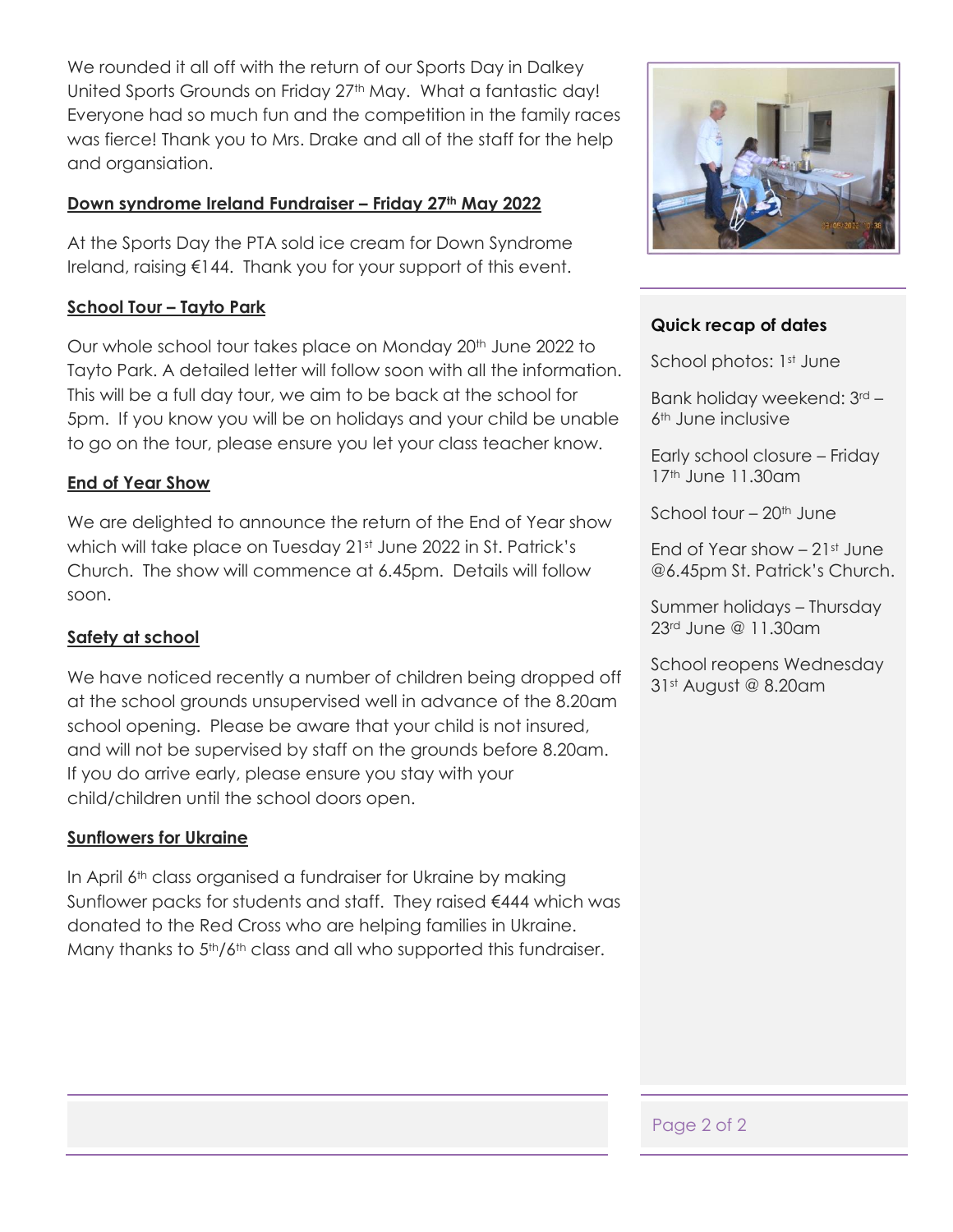We rounded it all off with the return of our Sports Day in Dalkey United Sports Grounds on Friday 27th May. What a fantastic day! Everyone had so much fun and the competition in the family races was fierce! Thank you to Mrs. Drake and all of the staff for the help and organsiation.

**Down syndrome Ireland Fundraiser – Friday 27th May 2022**

At the Sports Day the PTA sold ice cream for Down Syndrome Ireland, raising €144. Thank you for your support of this event.

**School Tour – Tayto Park**

Our whole school tour takes place on Monday 20th June 2022 to Tayto Park. A detailed letter will follow soon with all the information. This will be a full day tour, we aim to be back at the school for 5pm. If you know you will be on holidays and your child be unable to go on the tour, please ensure you let your class teacher know.

**End of Year Show**

We are delighted to announce the return of the End of Year show which will take place on Tuesday 21st June 2022 in St. Patrick's Church. The show will commence at 6.45pm. Details will follow soon.

**Safety at school**

We have noticed recently a number of children being dropped off at the school grounds unsupervised well in advance of the 8.20am school opening. Please be aware that your child is not insured, and will not be supervised by staff on the grounds before 8.20am. If you do arrive early, please ensure you stay with your child/children until the school doors open.

**Sunflowers for Ukraine**

In April 6th class organised a fundraiser for Ukraine by making Sunflower packs for students and staff. They raised €444 which was donated to the Red Cross who are helping families in Ukraine. Many thanks to 5th/6th class and all who supported this fundraiser.

**Quick recap of dates**

School photos: 1st June

Bank holiday weekend: 3rd – 6th June inclusive

Early school closure – Friday 17th June 11.30am

School tour – 20th June

End of Year show – 21st June @6.45pm St. Patrick's Church.

Summer holidays – Thursday 23rd June @ 11.30am

School reopens Wednesday 31st August @ 8.20am